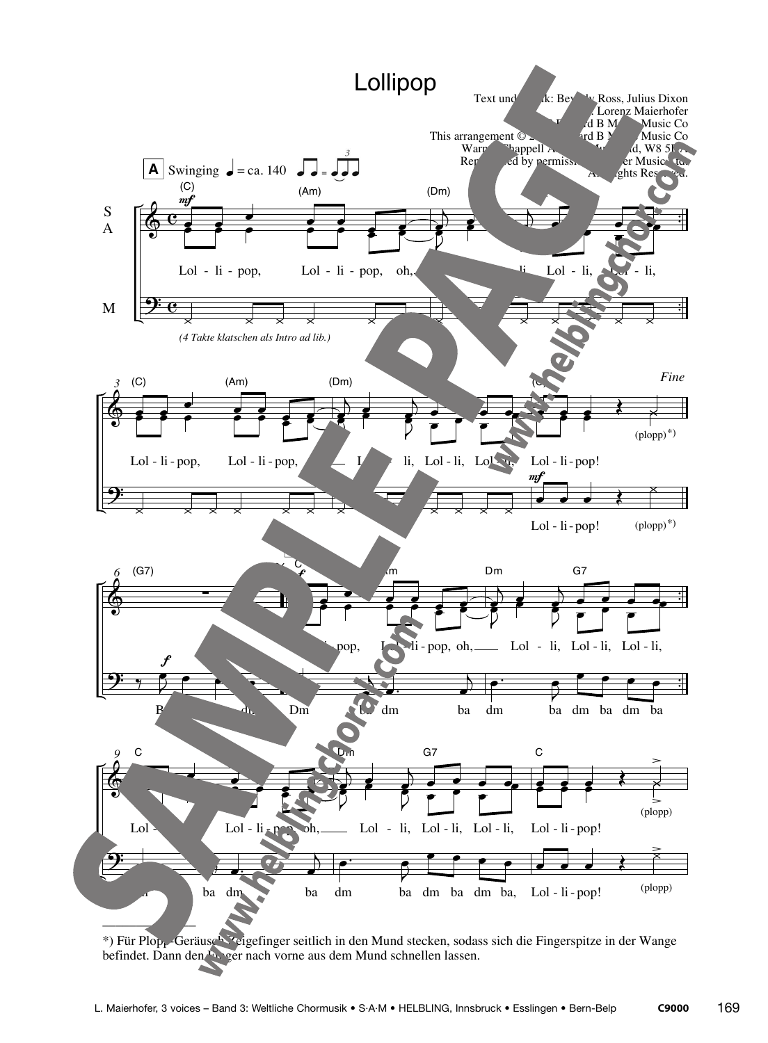# Lollipop

Text und Musik: Beverly Ross, Julius Dixon
Arr.: Lorenz Maierhofer
© Edward B Marks Music Co
This arrangement © Edward B Marks Music Co
Warner Chappell Ltd, W8 5LA
Reproduced by permission of Faber Music Ltd.
All Rights Reserved.

A Swinging ♩ = ca. 140

(4 Takte klatschen als Intro ad lib.)

S A: Lol - li - pop, Lol - li - pop, oh, Lol - li, Lol - li, Lol - li,

Lol - li - pop, Lol - li - pop, Lol - li, Lol - li, Lol - li, Lol - li - pop! (plopp)*)

M: Lol - li - pop! (plopp)*)

*Fine*

S A: Lol - li - pop, Lol - li - pop, oh, Lol - li, Lol - li, Lol - li,

M: Ba dm Dm ba dm ba dm ba dm ba dm ba

S A: Lol - li - pop, Lol - li - pop, oh, Lol - li, Lol - li, Lol - li, Lol - li - pop! (plopp)

M: ba dm ba dm ba dm ba dm ba, Lol - li - pop! (plopp)

*) Für Plopp-Geräusch Zeigefinger seitlich in den Mund stecken, sodass sich die Fingerspitze in der Wange befindet. Dann den Finger nach vorne aus dem Mund schnellen lassen.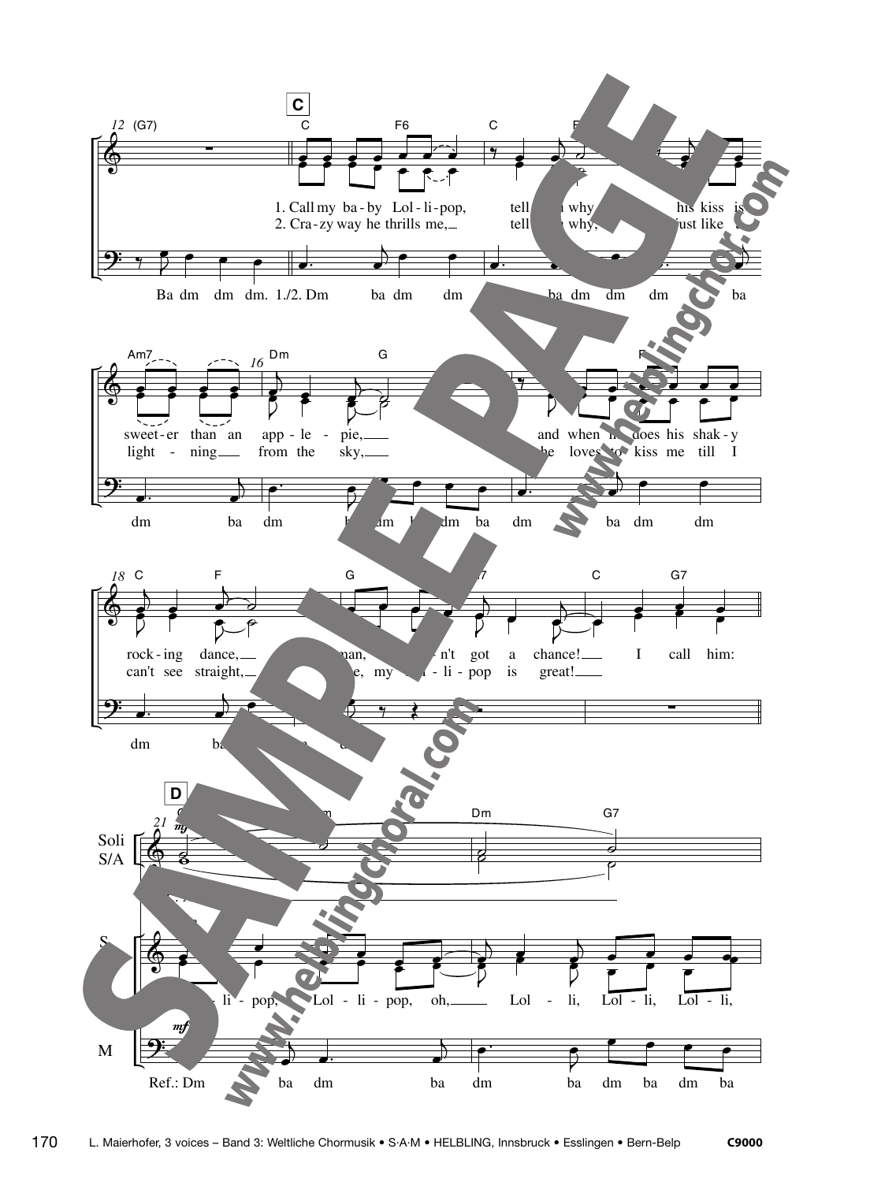**C**

1. Call my ba-by Lol-li-pop, tell … why … his kiss is
2. Cra-zy way he thrills me, tell … why, … just like …

Ba dm dm dm. 1./2. Dm ba dm dm … ba dm dm dm … ba

sweet-er than an app-le-pie, … and when he does his shak-y
light-ning from the sky, … he loves to kiss me till I

dm ba dm … dm … dm ba dm … ba dm dm

rock-ing dance, … man, … n't got a chance! I call him:
can't see straight, … e, my … li-pop is great!

dm ba …

**D**

Soli S/A

S

… li-pop, Lol-li-pop, oh, Lol-li, Lol-li, Lol-li,

M

Ref.: Dm ba dm ba dm ba dm ba dm ba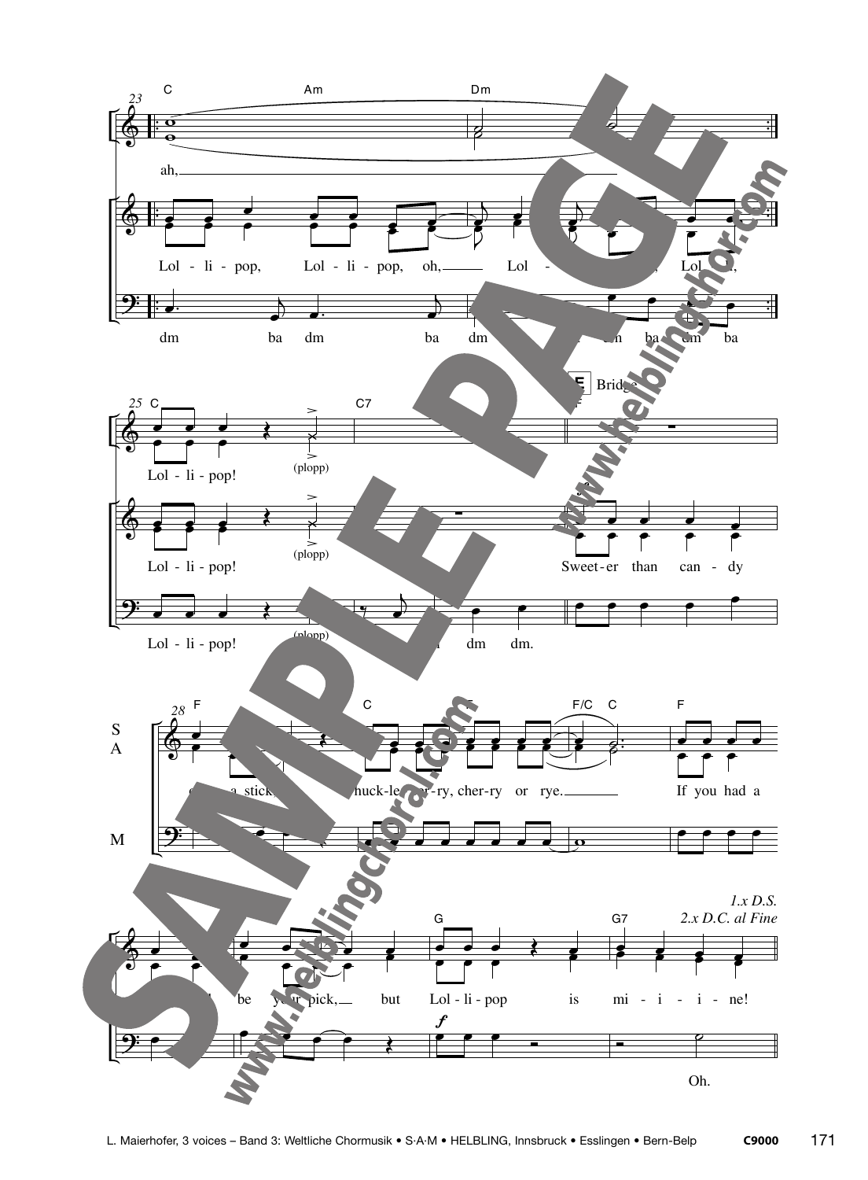23

C Am Dm

ah,

Lol - li - pop, Lol - li - pop, oh, Lol - ... Lol - ...

dm ba dm ba dm ... dm ba dm ba

25

C C7

E Bridge

F

Lol - li - pop! (plopp)

Lol - li - pop! (plopp) Sweet - er than can - dy

Lol - li - pop! (plopp) ... dm dm.

28

S A

M

F C F F/C C F

... a stick, ... huck - le - ber - ry, cher - ry or rye. If you had a

G G7

*1.x D.S.*
*2.x D.C. al Fine*

... be your pick, but Lol - li - pop is mi - i - i - ne!

*f*

Oh.